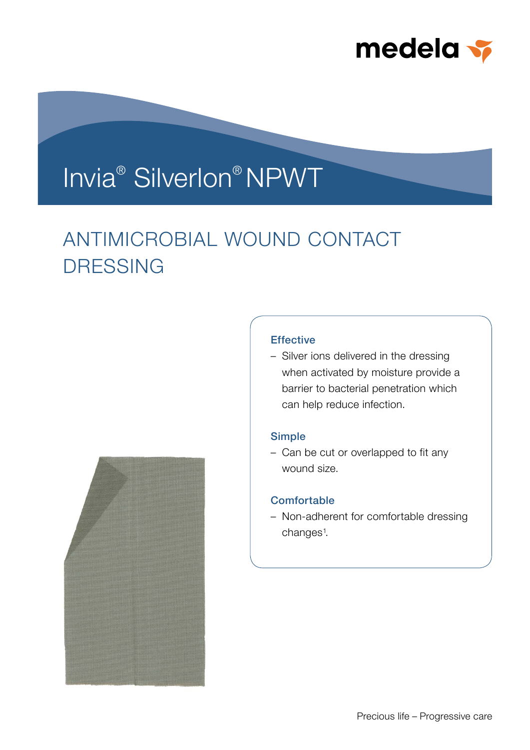medela

# Invia® Silverlon® NPWT

## ANTIMICROBIAL WOUND CONTACT DRESSING

### Effective

- Silver ions delivered in the dressing when activated by moisture provide a barrier to bacterial penetration which can help reduce infection.

### Simple

- Can be cut or overlapped to fit any wound size.

### Comfortable

- Non-adherent for comfortable dressing changes[1].

Precious life – Progressive care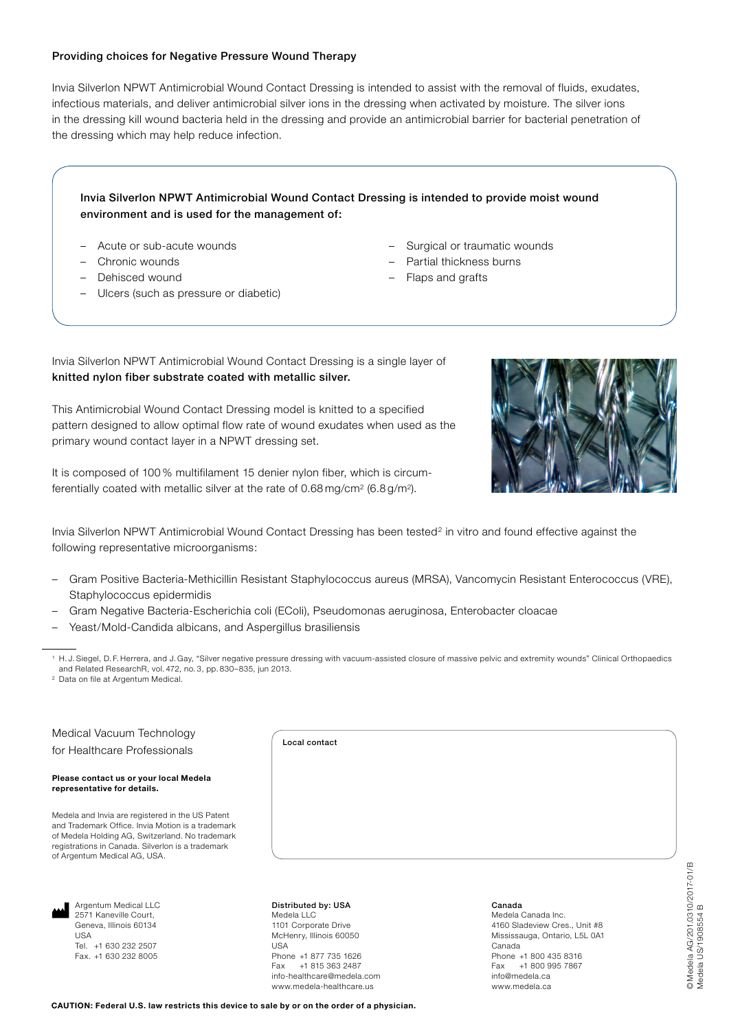### Providing choices for Negative Pressure Wound Therapy

Invia Silverlon NPWT Antimicrobial Wound Contact Dressing is intended to assist with the removal of fluids, exudates, infectious materials, and deliver antimicrobial silver ions in the dressing when activated by moisture. The silver ions in the dressing kill wound bacteria held in the dressing and provide an antimicrobial barrier for bacterial penetration of the dressing which may help reduce infection.

Invia Silverlon NPWT Antimicrobial Wound Contact Dressing is intended to provide moist wound environment and is used for the management of:

- Acute or sub-acute wounds
- Chronic wounds
- Dehisced wound
- Ulcers (such as pressure or diabetic)
- Surgical or traumatic wounds
- Partial thickness burns
- Flaps and grafts

Invia Silverlon NPWT Antimicrobial Wound Contact Dressing is a single layer of **knitted nylon fiber substrate coated with metallic silver.**

This Antimicrobial Wound Contact Dressing model is knitted to a specified pattern designed to allow optimal flow rate of wound exudates when used as the primary wound contact layer in a NPWT dressing set.

It is composed of 100 % multifilament 15 denier nylon fiber, which is circumferentially coated with metallic silver at the rate of 0.68 $mg/cm^2$ (6.8 $g/m^2$).

Invia Silverlon NPWT Antimicrobial Wound Contact Dressing has been tested[2] in vitro and found effective against the following representative microorganisms:

- Gram Positive Bacteria-Methicillin Resistant Staphylococcus aureus (MRSA), Vancomycin Resistant Enterococcus (VRE), Staphylococcus epidermidis
- Gram Negative Bacteria-Escherichia coli (EColi), Pseudomonas aeruginosa, Enterobacter cloacae
- Yeast/Mold-Candida albicans, and Aspergillus brasiliensis

[1] H. J. Siegel, D. F. Herrera, and J. Gay, "Silver negative pressure dressing with vacuum-assisted closure of massive pelvic and extremity wounds" Clinical Orthopaedics and Related ResearchR, vol. 472, no. 3, pp. 830–835, jun 2013.
[2] Data on file at Argentum Medical.

Medical Vacuum Technology
for Healthcare Professionals

**Please contact us or your local Medela representative for details.**

Medela and Invia are registered in the US Patent and Trademark Office. Invia Motion is a trademark of Medela Holding AG, Switzerland. No trademark registrations in Canada. Silverlon is a trademark of Argentum Medical AG, USA.

Local contact

Argentum Medical LLC
2571 Kaneville Court,
Geneva, Illinois 60134
USA
Tel. +1 630 232 2507
Fax. +1 630 232 8005

**Distributed by: USA**
Medela LLC
1101 Corporate Drive
McHenry, Illinois 60050
USA
Phone +1 877 735 1626
Fax +1 815 363 2487
info-healthcare@medela.com
www.medela-healthcare.us

**Canada**
Medela Canada Inc.
4160 Sladeview Cres., Unit #8
Mississauga, Ontario, L5L 0A1
Canada
Phone +1 800 435 8316
Fax +1 800 995 7867
info@medela.ca
www.medela.ca

© Medela AG/201.0310/2017-01/B
Medela US/1908554 B

**CAUTION: Federal U.S. law restricts this device to sale by or on the order of a physician.**